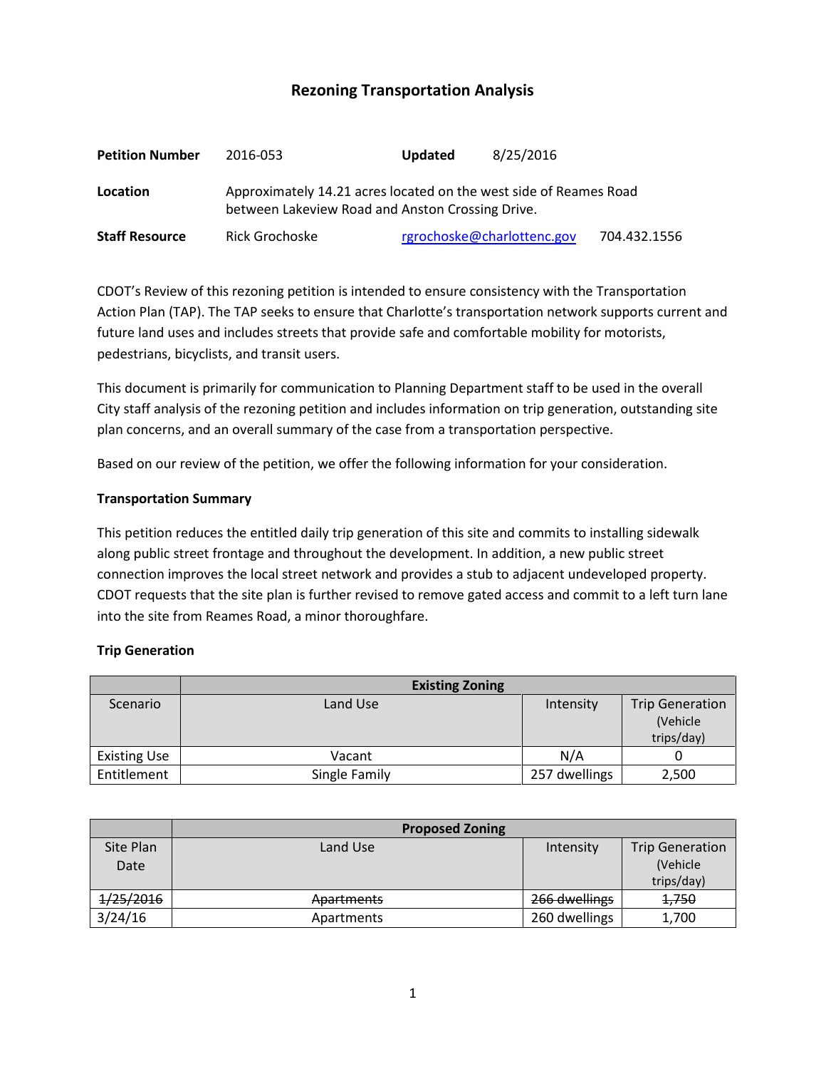# Rezoning Transportation Analysis

| | | | |
|---|---|---|---|
| **Petition Number** | 2016-053 | **Updated** | 8/25/2016 |
| **Location** | Approximately 14.21 acres located on the west side of Reames Road between Lakeview Road and Anston Crossing Drive. | | |
| **Staff Resource** | Rick Grochoske | rgrochoske@charlottenc.gov | 704.432.1556 |

CDOT's Review of this rezoning petition is intended to ensure consistency with the Transportation Action Plan (TAP). The TAP seeks to ensure that Charlotte's transportation network supports current and future land uses and includes streets that provide safe and comfortable mobility for motorists, pedestrians, bicyclists, and transit users.

This document is primarily for communication to Planning Department staff to be used in the overall City staff analysis of the rezoning petition and includes information on trip generation, outstanding site plan concerns, and an overall summary of the case from a transportation perspective.

Based on our review of the petition, we offer the following information for your consideration.

### Transportation Summary

This petition reduces the entitled daily trip generation of this site and commits to installing sidewalk along public street frontage and throughout the development. In addition, a new public street connection improves the local street network and provides a stub to adjacent undeveloped property. CDOT requests that the site plan is further revised to remove gated access and commit to a left turn lane into the site from Reames Road, a minor thoroughfare.

### Trip Generation

| | Existing Zoning | | |
|---|---|---|---|
| Scenario | Land Use | Intensity | Trip Generation (Vehicle trips/day) |
| Existing Use | Vacant | N/A | 0 |
| Entitlement | Single Family | 257 dwellings | 2,500 |

| | Proposed Zoning | | |
|---|---|---|---|
| Site Plan Date | Land Use | Intensity | Trip Generation (Vehicle trips/day) |
| ~~1/25/2016~~ | ~~Apartments~~ | ~~266 dwellings~~ | ~~1,750~~ |
| 3/24/16 | Apartments | 260 dwellings | 1,700 |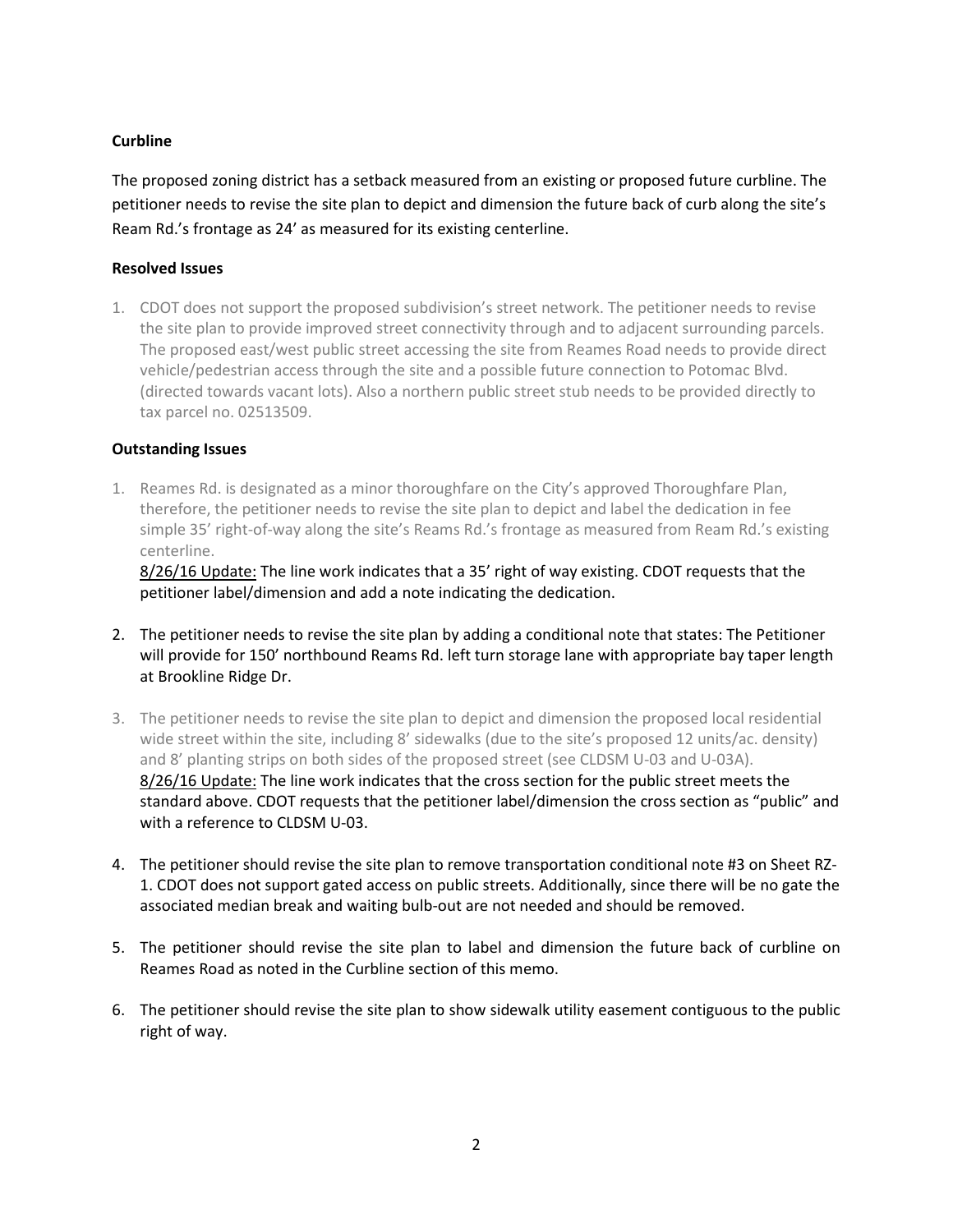**Curbline**

The proposed zoning district has a setback measured from an existing or proposed future curbline. The petitioner needs to revise the site plan to depict and dimension the future back of curb along the site's Ream Rd.'s frontage as 24' as measured for its existing centerline.

**Resolved Issues**

1. CDOT does not support the proposed subdivision's street network. The petitioner needs to revise the site plan to provide improved street connectivity through and to adjacent surrounding parcels. The proposed east/west public street accessing the site from Reames Road needs to provide direct vehicle/pedestrian access through the site and a possible future connection to Potomac Blvd. (directed towards vacant lots). Also a northern public street stub needs to be provided directly to tax parcel no. 02513509.

**Outstanding Issues**

1. Reames Rd. is designated as a minor thoroughfare on the City's approved Thoroughfare Plan, therefore, the petitioner needs to revise the site plan to depict and label the dedication in fee simple 35' right-of-way along the site's Reams Rd.'s frontage as measured from Ream Rd.'s existing centerline.

   8/26/16 Update: The line work indicates that a 35' right of way existing. CDOT requests that the petitioner label/dimension and add a note indicating the dedication.

2. The petitioner needs to revise the site plan by adding a conditional note that states: The Petitioner will provide for 150' northbound Reams Rd. left turn storage lane with appropriate bay taper length at Brookline Ridge Dr.

3. The petitioner needs to revise the site plan to depict and dimension the proposed local residential wide street within the site, including 8' sidewalks (due to the site's proposed 12 units/ac. density) and 8' planting strips on both sides of the proposed street (see CLDSM U-03 and U-03A).

   8/26/16 Update: The line work indicates that the cross section for the public street meets the standard above. CDOT requests that the petitioner label/dimension the cross section as "public" and with a reference to CLDSM U-03.

4. The petitioner should revise the site plan to remove transportation conditional note #3 on Sheet RZ-1. CDOT does not support gated access on public streets. Additionally, since there will be no gate the associated median break and waiting bulb-out are not needed and should be removed.

5. The petitioner should revise the site plan to label and dimension the future back of curbline on Reames Road as noted in the Curbline section of this memo.

6. The petitioner should revise the site plan to show sidewalk utility easement contiguous to the public right of way.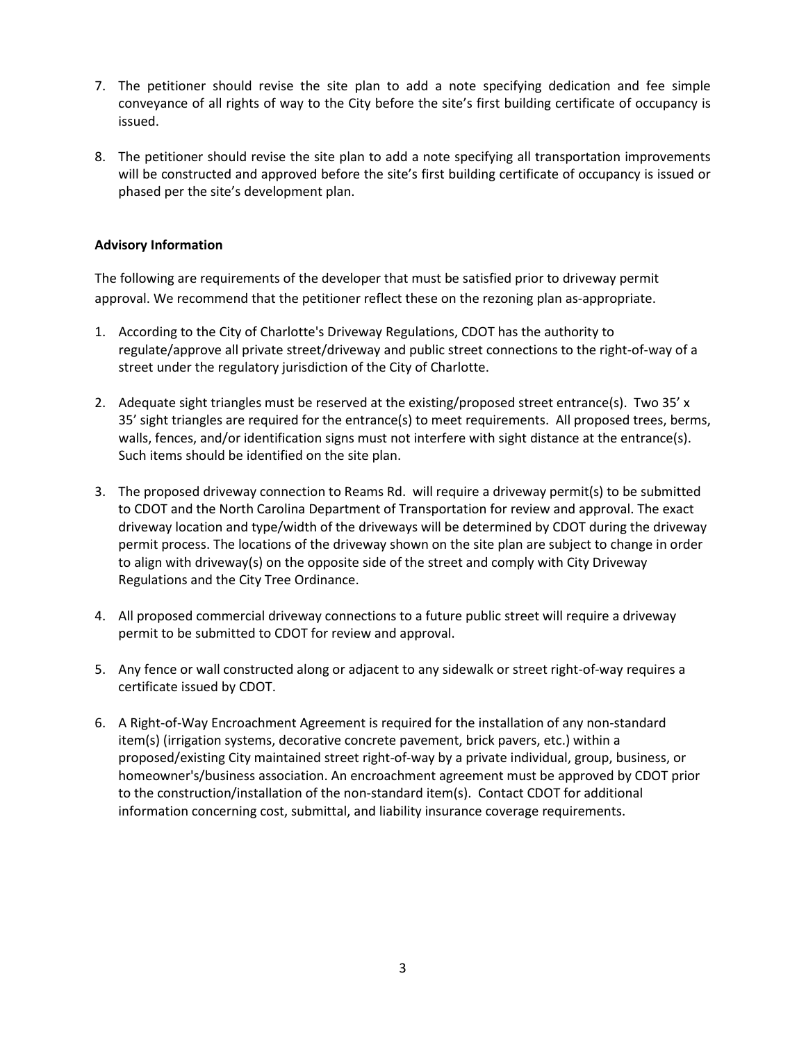7. The petitioner should revise the site plan to add a note specifying dedication and fee simple conveyance of all rights of way to the City before the site's first building certificate of occupancy is issued.

8. The petitioner should revise the site plan to add a note specifying all transportation improvements will be constructed and approved before the site's first building certificate of occupancy is issued or phased per the site's development plan.

**Advisory Information**

The following are requirements of the developer that must be satisfied prior to driveway permit approval. We recommend that the petitioner reflect these on the rezoning plan as-appropriate.

1. According to the City of Charlotte's Driveway Regulations, CDOT has the authority to regulate/approve all private street/driveway and public street connections to the right-of-way of a street under the regulatory jurisdiction of the City of Charlotte.

2. Adequate sight triangles must be reserved at the existing/proposed street entrance(s). Two 35' x 35' sight triangles are required for the entrance(s) to meet requirements. All proposed trees, berms, walls, fences, and/or identification signs must not interfere with sight distance at the entrance(s). Such items should be identified on the site plan.

3. The proposed driveway connection to Reams Rd. will require a driveway permit(s) to be submitted to CDOT and the North Carolina Department of Transportation for review and approval. The exact driveway location and type/width of the driveways will be determined by CDOT during the driveway permit process. The locations of the driveway shown on the site plan are subject to change in order to align with driveway(s) on the opposite side of the street and comply with City Driveway Regulations and the City Tree Ordinance.

4. All proposed commercial driveway connections to a future public street will require a driveway permit to be submitted to CDOT for review and approval.

5. Any fence or wall constructed along or adjacent to any sidewalk or street right-of-way requires a certificate issued by CDOT.

6. A Right-of-Way Encroachment Agreement is required for the installation of any non-standard item(s) (irrigation systems, decorative concrete pavement, brick pavers, etc.) within a proposed/existing City maintained street right-of-way by a private individual, group, business, or homeowner's/business association. An encroachment agreement must be approved by CDOT prior to the construction/installation of the non-standard item(s). Contact CDOT for additional information concerning cost, submittal, and liability insurance coverage requirements.